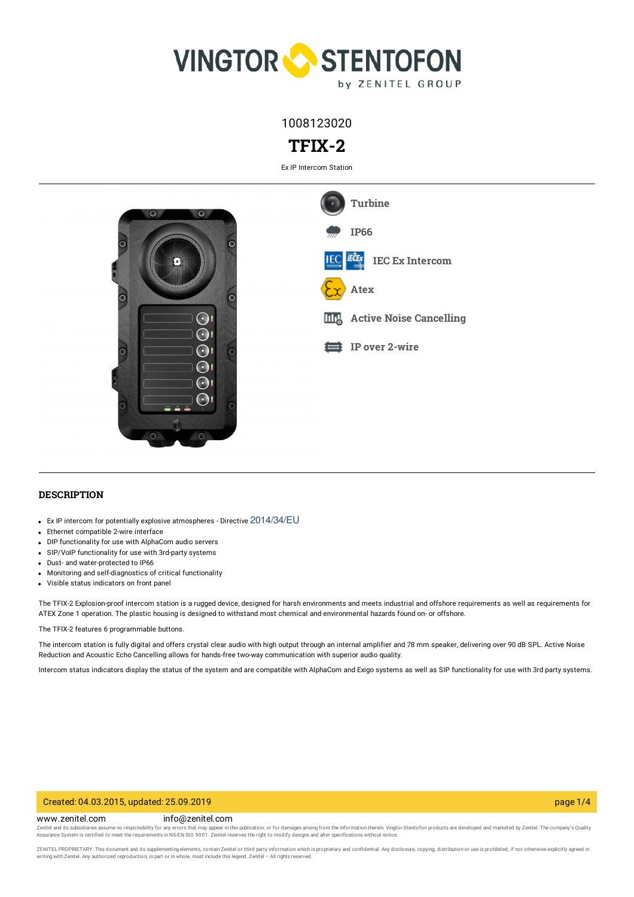1008123020

# TFIX-2

Ex IP Intercom Station

Turbine

IP66

IEC Ex Intercom

Atex

Active Noise Cancelling

IP over 2-wire

## DESCRIPTION

- Ex IP intercom for potentially explosive atmospheres - Directive 2014/34/EU
- Ethernet compatible 2-wire interface
- DIP functionality for use with AlphaCom audio servers
- SIP/VoIP functionality for use with 3rd-party systems
- Dust- and water-protected to IP66
- Monitoring and self-diagnostics of critical functionality
- Visible status indicators on front panel

The TFIX-2 Explosion-proof intercom station is a rugged device, designed for harsh environments and meets industrial and offshore requirements as well as requirements for ATEX Zone 1 operation. The plastic housing is designed to withstand most chemical and environmental hazards found on- or offshore.

The TFIX-2 features 6 programmable buttons.

The intercom station is fully digital and offers crystal clear audio with high output through an internal amplifier and 78 mm speaker, delivering over 90 dB SPL. Active Noise Reduction and Acoustic Echo Cancelling allows for hands-free two-way communication with superior audio quality.

Intercom status indicators display the status of the system and are compatible with AlphaCom and Exigo systems as well as SIP functionality for use with 3rd party systems.

Created: 04.03.2015, updated: 25.09.2019

www.zenitel.com info@zenitel.com

Zenitel and its subsidiaries assume no responsibility for any errors that may appear in this publication, or for damages arising from the information therein. Vingtor-Stentofon products are developed and marketed by Zenitel. The company's Quality Assurance System is certified to meet the requirements in NS-EN ISO 9001. Zenitel reserves the right to modify designs and alter specifications without notice.

ZENITEL PROPRIETARY. This document and its supplementing elements, contain Zenitel or third party information which is proprietary and confidential. Any disclosure, copying, distribution or use is prohibited, if not otherwise explicitly agreed in writing with Zenitel. Any authorized reproduction, in part or in whole, must include this legend. Zenitel – All rights reserved.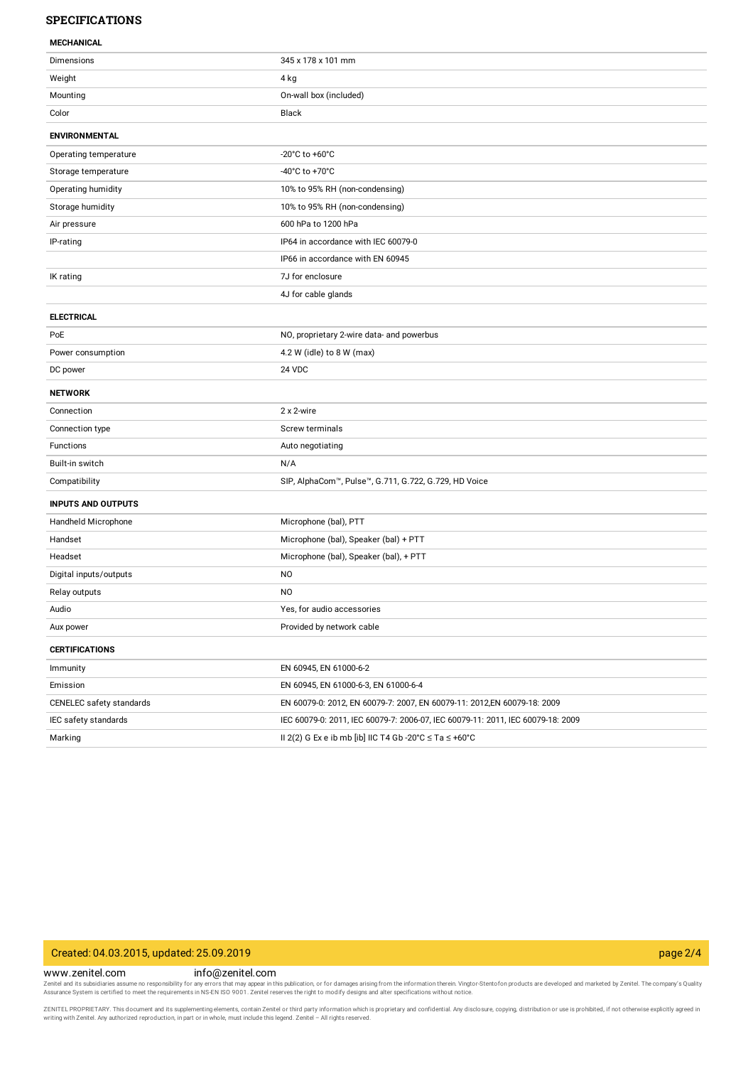## SPECIFICATIONS

| **MECHANICAL** | |
|---|---|
| Dimensions | 345 x 178 x 101 mm |
| Weight | 4 kg |
| Mounting | On-wall box (included) |
| Color | Black |
| **ENVIRONMENTAL** | |
| Operating temperature | -20°C to +60°C |
| Storage temperature | -40°C to +70°C |
| Operating humidity | 10% to 95% RH (non-condensing) |
| Storage humidity | 10% to 95% RH (non-condensing) |
| Air pressure | 600 hPa to 1200 hPa |
| IP-rating | IP64 in accordance with IEC 60079-0 |
| | IP66 in accordance with EN 60945 |
| IK rating | 7J for enclosure |
| | 4J for cable glands |
| **ELECTRICAL** | |
| PoE | NO, proprietary 2-wire data- and powerbus |
| Power consumption | 4.2 W (idle) to 8 W (max) |
| DC power | 24 VDC |
| **NETWORK** | |
| Connection | 2 x 2-wire |
| Connection type | Screw terminals |
| Functions | Auto negotiating |
| Built-in switch | N/A |
| Compatibility | SIP, AlphaCom™, Pulse™, G.711, G.722, G.729, HD Voice |
| **INPUTS AND OUTPUTS** | |
| Handheld Microphone | Microphone (bal), PTT |
| Handset | Microphone (bal), Speaker (bal) + PTT |
| Headset | Microphone (bal), Speaker (bal), + PTT |
| Digital inputs/outputs | NO |
| Relay outputs | NO |
| Audio | Yes, for audio accessories |
| Aux power | Provided by network cable |
| **CERTIFICATIONS** | |
| Immunity | EN 60945, EN 61000-6-2 |
| Emission | EN 60945, EN 61000-6-3, EN 61000-6-4 |
| CENELEC safety standards | EN 60079-0: 2012, EN 60079-7: 2007, EN 60079-11: 2012,EN 60079-18: 2009 |
| IEC safety standards | IEC 60079-0: 2011, IEC 60079-7: 2006-07, IEC 60079-11: 2011, IEC 60079-18: 2009 |
| Marking | II 2(2) G Ex e ib mb [ib] IIC T4 Gb -20°C ≤ Ta ≤ +60°C |

Created: 04.03.2015, updated: 25.09.2019

www.zenitel.com info@zenitel.com

Zenitel and its subsidiaries assume no responsibility for any errors that may appear in this publication, or for damages arising from the information therein. Vingtor-Stentofon products are developed and marketed by Zenitel. The company's Quality Assurance System is certified to meet the requirements in NS-EN ISO 9001. Zenitel reserves the right to modify designs and alter specifications without notice.

ZENITEL PROPRIETARY. This document and its supplementing elements, contain Zenitel or third party information which is proprietary and confidential. Any disclosure, copying, distribution or use is prohibited, if not otherwise explicitly agreed in writing with Zenitel. Any authorized reproduction, in part or in whole, must include this legend. Zenitel – All rights reserved.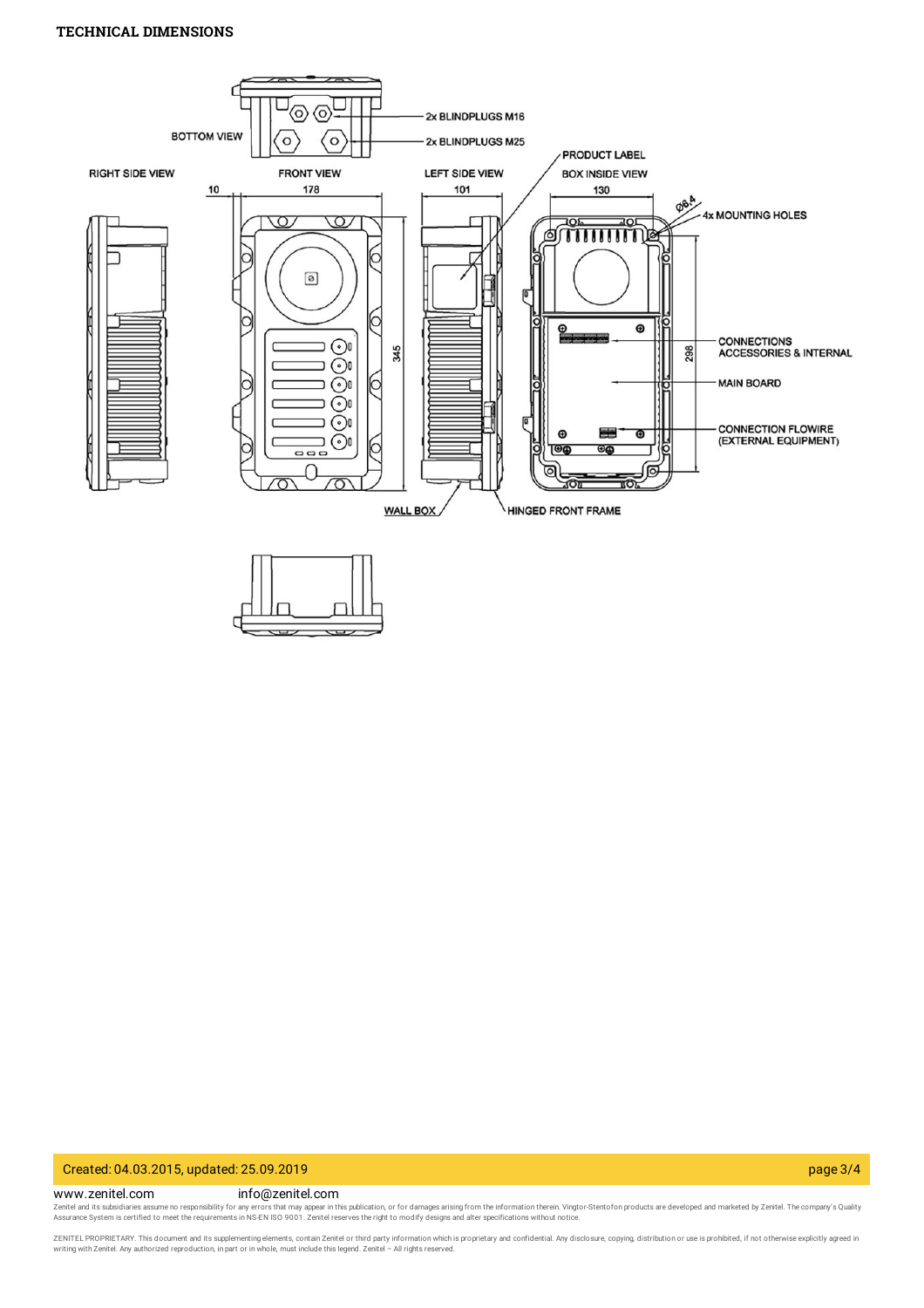### TECHNICAL DIMENSIONS

BOTTOM VIEW

2x BLINDPLUGS M16

2x BLINDPLUGS M25

PRODUCT LABEL

RIGHT SIDE VIEW

FRONT VIEW

LEFT SIDE VIEW

BOX INSIDE VIEW

10

178

101

130

Ø6.4

4x MOUNTING HOLES

345

298

CONNECTIONS ACCESSORIES & INTERNAL

MAIN BOARD

CONNECTION FLOWIRE (EXTERNAL EQUIPMENT)

WALL BOX

HINGED FRONT FRAME

Created: 04.03.2015, updated: 25.09.2019

www.zenitel.com info@zenitel.com

Zenitel and its subsidiaries assume no responsibility for any errors that may appear in this publication, or for damages arising from the information therein. Vingtor-Stentofon products are developed and marketed by Zenitel. The company's Quality Assurance System is certified to meet the requirements in NS-EN ISO 9001. Zenitel reserves the right to modify designs and alter specifications without notice.

ZENITEL PROPRIETARY. This document and its supplementing elements, contain Zenitel or third party information which is proprietary and confidential. Any disclosure, copying, distribution or use is prohibited, if not otherwise explicitly agreed in writing with Zenitel. Any authorized reproduction, in part or in whole, must include this legend. Zenitel – All rights reserved.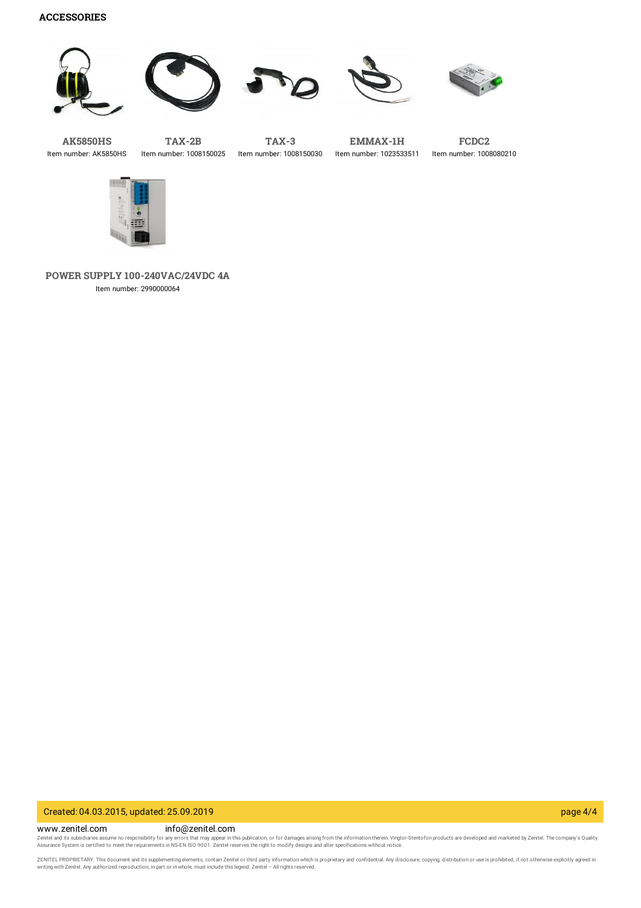## ACCESSORIES

**AK5850HS**
Item number: AK5850HS

**TAX-2B**
Item number: 1008150025

**TAX-3**
Item number: 1008150030

**EMMAX-1H**
Item number: 1023533511

**FCDC2**
Item number: 1008080210

**POWER SUPPLY 100-240VAC/24VDC 4A**
Item number: 2990000064

Created: 04.03.2015, updated: 25.09.2019

www.zenitel.com info@zenitel.com

Zenitel and its subsidiaries assume no responsibility for any errors that may appear in this publication, or for damages arising from the information therein. Vingtor-Stentofon products are developed and marketed by Zenitel. The company's Quality Assurance System is certified to meet the requirements in NS-EN ISO 9001. Zenitel reserves the right to modify designs and alter specifications without notice.

ZENITEL PROPRIETARY. This document and its supplementing elements, contain Zenitel or third party information which is proprietary and confidential. Any disclosure, copying, distribution or use is prohibited, if not otherwise explicitly agreed in writing with Zenitel. Any authorized reproduction, in part or in whole, must include this legend. Zenitel – All rights reserved.